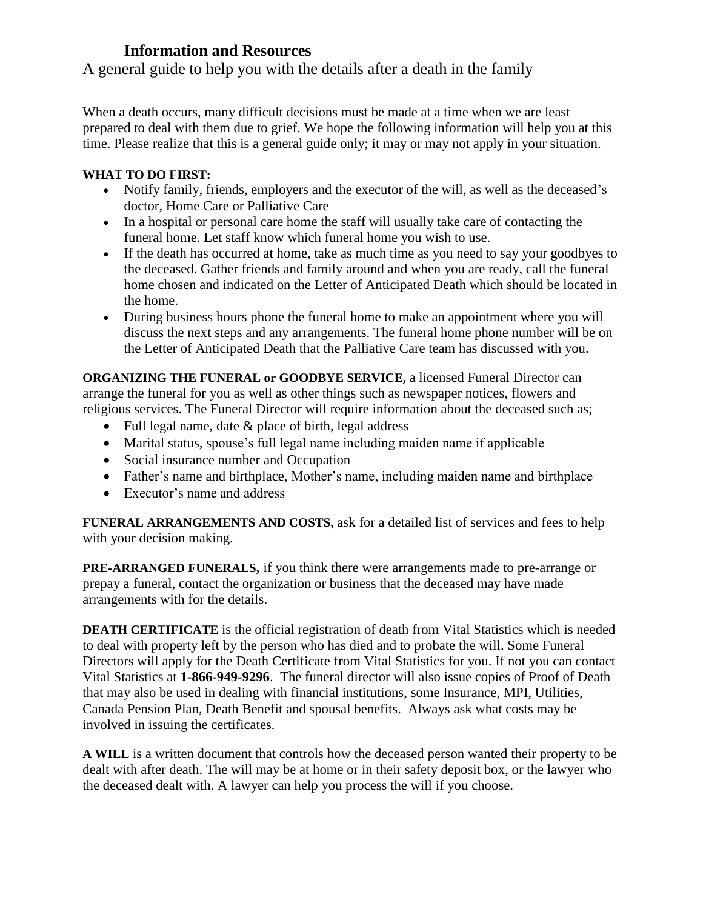## Information and Resources

A general guide to help you with the details after a death in the family

When a death occurs, many difficult decisions must be made at a time when we are least prepared to deal with them due to grief. We hope the following information will help you at this time. Please realize that this is a general guide only; it may or may not apply in your situation.

**WHAT TO DO FIRST:**

- Notify family, friends, employers and the executor of the will, as well as the deceased's doctor, Home Care or Palliative Care
- In a hospital or personal care home the staff will usually take care of contacting the funeral home. Let staff know which funeral home you wish to use.
- If the death has occurred at home, take as much time as you need to say your goodbyes to the deceased. Gather friends and family around and when you are ready, call the funeral home chosen and indicated on the Letter of Anticipated Death which should be located in the home.
- During business hours phone the funeral home to make an appointment where you will discuss the next steps and any arrangements. The funeral home phone number will be on the Letter of Anticipated Death that the Palliative Care team has discussed with you.

**ORGANIZING THE FUNERAL or GOODBYE SERVICE,** a licensed Funeral Director can arrange the funeral for you as well as other things such as newspaper notices, flowers and religious services. The Funeral Director will require information about the deceased such as;

- Full legal name, date & place of birth, legal address
- Marital status, spouse's full legal name including maiden name if applicable
- Social insurance number and Occupation
- Father's name and birthplace, Mother's name, including maiden name and birthplace
- Executor's name and address

**FUNERAL ARRANGEMENTS AND COSTS,** ask for a detailed list of services and fees to help with your decision making.

**PRE-ARRANGED FUNERALS,** if you think there were arrangements made to pre-arrange or prepay a funeral, contact the organization or business that the deceased may have made arrangements with for the details.

**DEATH CERTIFICATE** is the official registration of death from Vital Statistics which is needed to deal with property left by the person who has died and to probate the will. Some Funeral Directors will apply for the Death Certificate from Vital Statistics for you. If not you can contact Vital Statistics at **1-866-949-9296**. The funeral director will also issue copies of Proof of Death that may also be used in dealing with financial institutions, some Insurance, MPI, Utilities, Canada Pension Plan, Death Benefit and spousal benefits. Always ask what costs may be involved in issuing the certificates.

**A WILL** is a written document that controls how the deceased person wanted their property to be dealt with after death. The will may be at home or in their safety deposit box, or the lawyer who the deceased dealt with. A lawyer can help you process the will if you choose.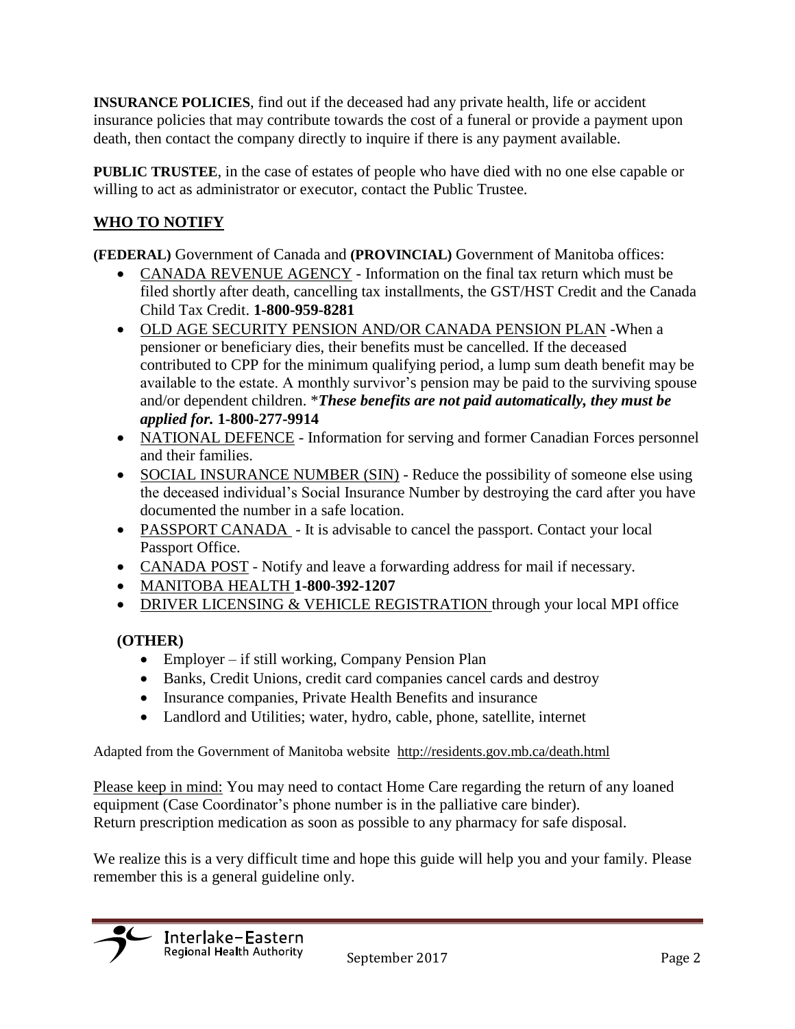**INSURANCE POLICIES**, find out if the deceased had any private health, life or accident insurance policies that may contribute towards the cost of a funeral or provide a payment upon death, then contact the company directly to inquire if there is any payment available.

**PUBLIC TRUSTEE**, in the case of estates of people who have died with no one else capable or willing to act as administrator or executor, contact the Public Trustee.

## WHO TO NOTIFY

**(FEDERAL)** Government of Canada and **(PROVINCIAL)** Government of Manitoba offices:

- CANADA REVENUE AGENCY - Information on the final tax return which must be filed shortly after death, cancelling tax installments, the GST/HST Credit and the Canada Child Tax Credit. **1-800-959-8281**
- OLD AGE SECURITY PENSION AND/OR CANADA PENSION PLAN -When a pensioner or beneficiary dies, their benefits must be cancelled. If the deceased contributed to CPP for the minimum qualifying period, a lump sum death benefit may be available to the estate. A monthly survivor's pension may be paid to the surviving spouse and/or dependent children. \****These benefits are not paid automatically, they must be applied for.*** **1-800-277-9914**
- NATIONAL DEFENCE - Information for serving and former Canadian Forces personnel and their families.
- SOCIAL INSURANCE NUMBER (SIN) - Reduce the possibility of someone else using the deceased individual's Social Insurance Number by destroying the card after you have documented the number in a safe location.
- PASSPORT CANADA - It is advisable to cancel the passport. Contact your local Passport Office.
- CANADA POST - Notify and leave a forwarding address for mail if necessary.
- MANITOBA HEALTH **1-800-392-1207**
- DRIVER LICENSING & VEHICLE REGISTRATION through your local MPI office

### (OTHER)

- Employer – if still working, Company Pension Plan
- Banks, Credit Unions, credit card companies cancel cards and destroy
- Insurance companies, Private Health Benefits and insurance
- Landlord and Utilities; water, hydro, cable, phone, satellite, internet

Adapted from the Government of Manitoba website http://residents.gov.mb.ca/death.html

Please keep in mind: You may need to contact Home Care regarding the return of any loaned equipment (Case Coordinator's phone number is in the palliative care binder).
Return prescription medication as soon as possible to any pharmacy for safe disposal.

We realize this is a very difficult time and hope this guide will help you and your family. Please remember this is a general guideline only.

Interlake-Eastern Regional Health Authority

September 2017